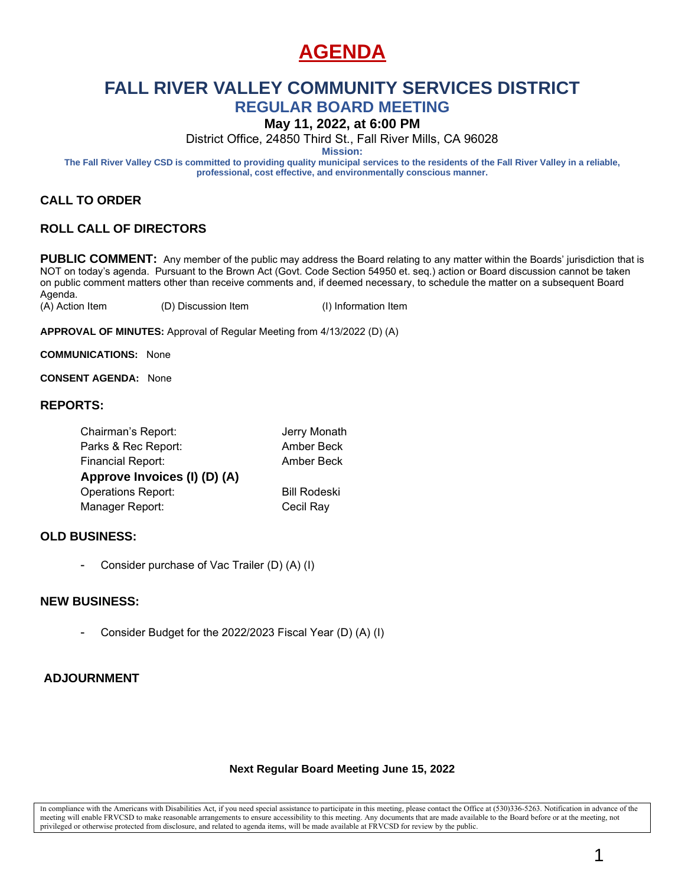# AGENDA

## FALL RIVER VALLEY COMMUNITY SERVICES DISTRICT

### REGULAR BOARD MEETING

**May 11, 2022, at 6:00 PM**

District Office, 24850 Third St., Fall River Mills, CA 96028

**Mission:**

**The Fall River Valley CSD is committed to providing quality municipal services to the residents of the Fall River Valley in a reliable, professional, cost effective, and environmentally conscious manner.**

### CALL TO ORDER

### ROLL CALL OF DIRECTORS

**PUBLIC COMMENT:** Any member of the public may address the Board relating to any matter within the Boards' jurisdiction that is NOT on today's agenda. Pursuant to the Brown Act (Govt. Code Section 54950 et. seq.) action or Board discussion cannot be taken on public comment matters other than receive comments and, if deemed necessary, to schedule the matter on a subsequent Board Agenda.

(A) Action Item (D) Discussion Item (I) Information Item

**APPROVAL OF MINUTES:** Approval of Regular Meeting from 4/13/2022 (D) (A)

**COMMUNICATIONS:** None

**CONSENT AGENDA:** None

### REPORTS:

| | |
|---|---|
| Chairman's Report: | Jerry Monath |
| Parks & Rec Report: | Amber Beck |
| Financial Report: | Amber Beck |
| **Approve Invoices (I) (D) (A)** | |
| Operations Report: | Bill Rodeski |
| Manager Report: | Cecil Ray |

### OLD BUSINESS:

- Consider purchase of Vac Trailer (D) (A) (I)

### NEW BUSINESS:

- Consider Budget for the 2022/2023 Fiscal Year (D) (A) (I)

### ADJOURNMENT

**Next Regular Board Meeting June 15, 2022**

In compliance with the Americans with Disabilities Act, if you need special assistance to participate in this meeting, please contact the Office at (530)336-5263. Notification in advance of the meeting will enable FRVCSD to make reasonable arrangements to ensure accessibility to this meeting. Any documents that are made available to the Board before or at the meeting, not privileged or otherwise protected from disclosure, and related to agenda items, will be made available at FRVCSD for review by the public.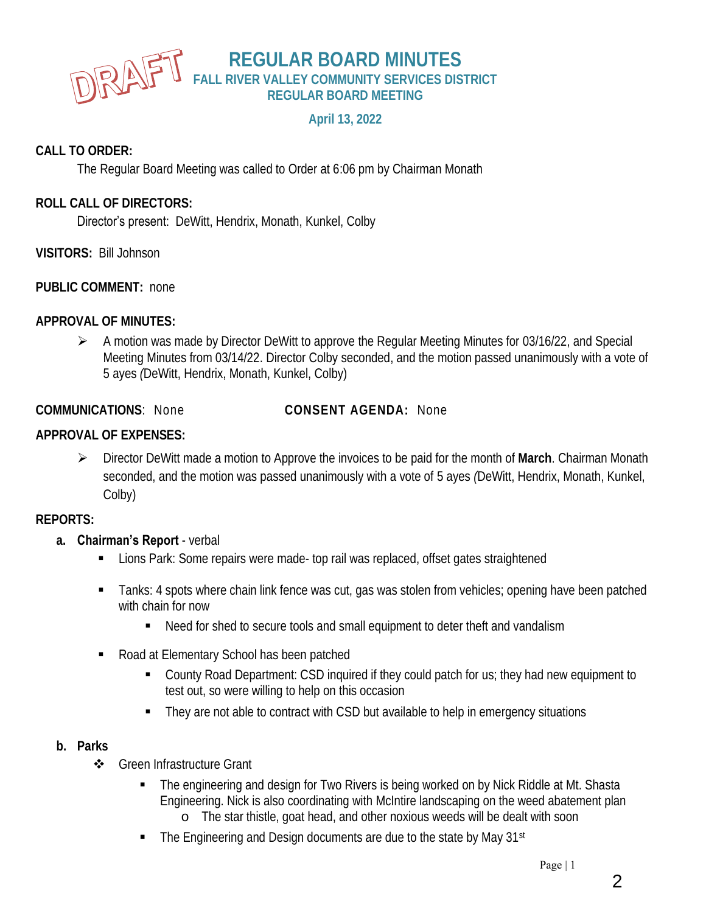DRAFT

# REGULAR BOARD MINUTES

## FALL RIVER VALLEY COMMUNITY SERVICES DISTRICT
## REGULAR BOARD MEETING

**April 13, 2022**

**CALL TO ORDER:**

The Regular Board Meeting was called to Order at 6:06 pm by Chairman Monath

**ROLL CALL OF DIRECTORS:**

Director's present: DeWitt, Hendrix, Monath, Kunkel, Colby

**VISITORS:** Bill Johnson

**PUBLIC COMMENT:** none

**APPROVAL OF MINUTES:**

- A motion was made by Director DeWitt to approve the Regular Meeting Minutes for 03/16/22, and Special Meeting Minutes from 03/14/22. Director Colby seconded, and the motion passed unanimously with a vote of 5 ayes *(*DeWitt, Hendrix, Monath, Kunkel, Colby)

**COMMUNICATIONS**: None

**CONSENT AGENDA:** None

**APPROVAL OF EXPENSES:**

- Director DeWitt made a motion to Approve the invoices to be paid for the month of **March**. Chairman Monath seconded, and the motion was passed unanimously with a vote of 5 ayes *(*DeWitt, Hendrix, Monath, Kunkel, Colby)

**REPORTS:**

**a. Chairman's Report** - verbal

- Lions Park: Some repairs were made- top rail was replaced, offset gates straightened
- Tanks: 4 spots where chain link fence was cut, gas was stolen from vehicles; opening have been patched with chain for now
  - Need for shed to secure tools and small equipment to deter theft and vandalism
- Road at Elementary School has been patched
  - County Road Department: CSD inquired if they could patch for us; they had new equipment to test out, so were willing to help on this occasion
  - They are not able to contract with CSD but available to help in emergency situations

**b. Parks**

- Green Infrastructure Grant
  - The engineering and design for Two Rivers is being worked on by Nick Riddle at Mt. Shasta Engineering. Nick is also coordinating with McIntire landscaping on the weed abatement plan
    - o The star thistle, goat head, and other noxious weeds will be dealt with soon
  - The Engineering and Design documents are due to the state by May 31st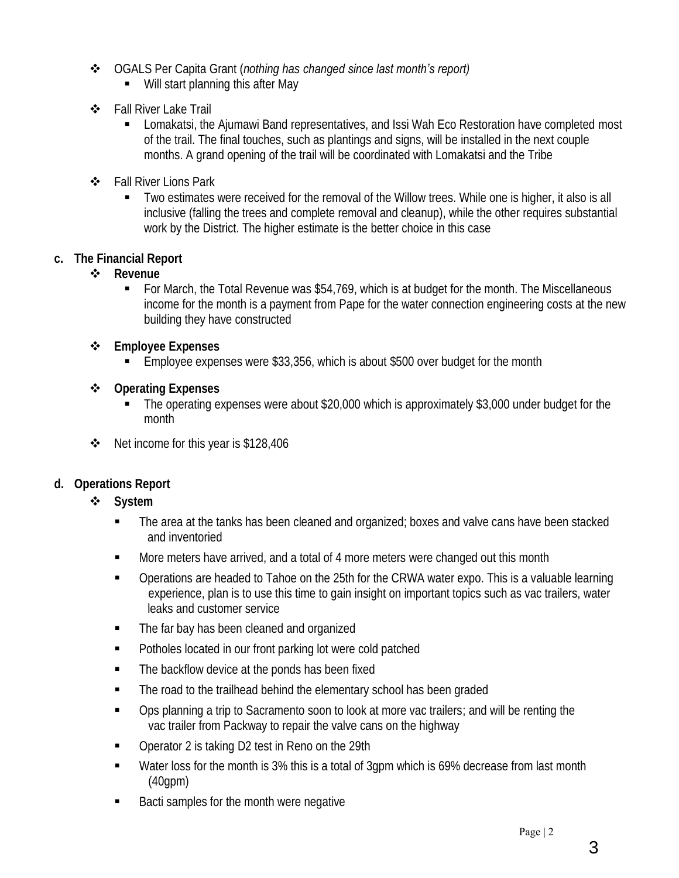- OGALS Per Capita Grant (*nothing has changed since last month's report)*
  - Will start planning this after May
- Fall River Lake Trail
  - Lomakatsi, the Ajumawi Band representatives, and Issi Wah Eco Restoration have completed most of the trail. The final touches, such as plantings and signs, will be installed in the next couple months. A grand opening of the trail will be coordinated with Lomakatsi and the Tribe
- Fall River Lions Park
  - Two estimates were received for the removal of the Willow trees. While one is higher, it also is all inclusive (falling the trees and complete removal and cleanup), while the other requires substantial work by the District. The higher estimate is the better choice in this case

**c. The Financial Report**

- **Revenue**
  - For March, the Total Revenue was $54,769, which is at budget for the month. The Miscellaneous income for the month is a payment from Pape for the water connection engineering costs at the new building they have constructed
- **Employee Expenses**
  - Employee expenses were $33,356, which is about $500 over budget for the month
- **Operating Expenses**
  - The operating expenses were about $20,000 which is approximately $3,000 under budget for the month
- Net income for this year is $128,406

**d. Operations Report**

- **System**
  - The area at the tanks has been cleaned and organized; boxes and valve cans have been stacked and inventoried
  - More meters have arrived, and a total of 4 more meters were changed out this month
  - Operations are headed to Tahoe on the 25th for the CRWA water expo. This is a valuable learning experience, plan is to use this time to gain insight on important topics such as vac trailers, water leaks and customer service
  - The far bay has been cleaned and organized
  - Potholes located in our front parking lot were cold patched
  - The backflow device at the ponds has been fixed
  - The road to the trailhead behind the elementary school has been graded
  - Ops planning a trip to Sacramento soon to look at more vac trailers; and will be renting the vac trailer from Packway to repair the valve cans on the highway
  - Operator 2 is taking D2 test in Reno on the 29th
  - Water loss for the month is 3% this is a total of 3gpm which is 69% decrease from last month (40gpm)
  - Bacti samples for the month were negative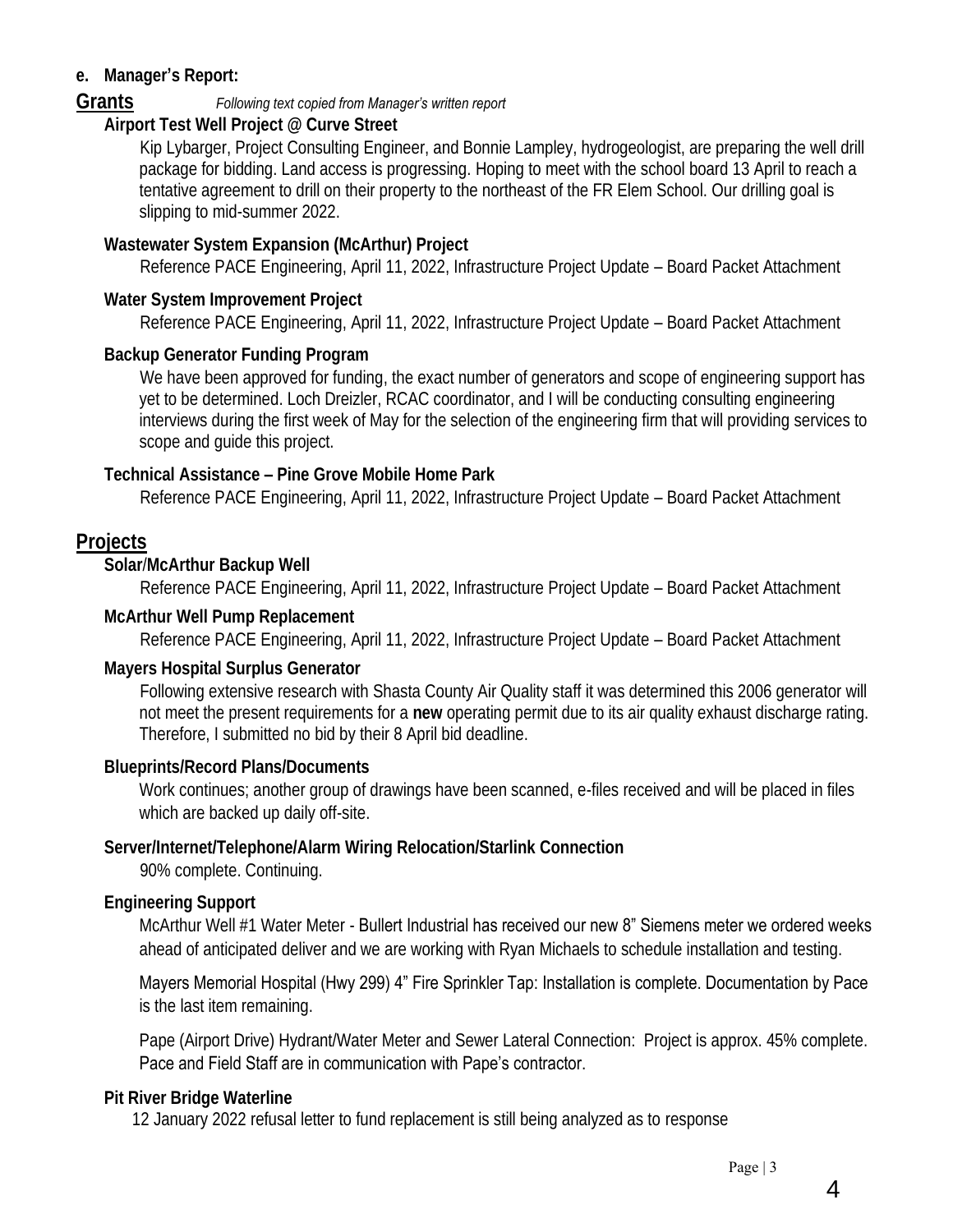**e. Manager's Report:**

## Grants

*Following text copied from Manager's written report*

### Airport Test Well Project @ Curve Street

Kip Lybarger, Project Consulting Engineer, and Bonnie Lampley, hydrogeologist, are preparing the well drill package for bidding. Land access is progressing. Hoping to meet with the school board 13 April to reach a tentative agreement to drill on their property to the northeast of the FR Elem School. Our drilling goal is slipping to mid-summer 2022.

### Wastewater System Expansion (McArthur) Project

Reference PACE Engineering, April 11, 2022, Infrastructure Project Update – Board Packet Attachment

### Water System Improvement Project

Reference PACE Engineering, April 11, 2022, Infrastructure Project Update – Board Packet Attachment

### Backup Generator Funding Program

We have been approved for funding, the exact number of generators and scope of engineering support has yet to be determined. Loch Dreizler, RCAC coordinator, and I will be conducting consulting engineering interviews during the first week of May for the selection of the engineering firm that will providing services to scope and guide this project.

### Technical Assistance – Pine Grove Mobile Home Park

Reference PACE Engineering, April 11, 2022, Infrastructure Project Update – Board Packet Attachment

## Projects

### Solar/McArthur Backup Well

Reference PACE Engineering, April 11, 2022, Infrastructure Project Update – Board Packet Attachment

### McArthur Well Pump Replacement

Reference PACE Engineering, April 11, 2022, Infrastructure Project Update – Board Packet Attachment

### Mayers Hospital Surplus Generator

Following extensive research with Shasta County Air Quality staff it was determined this 2006 generator will not meet the present requirements for a **new** operating permit due to its air quality exhaust discharge rating. Therefore, I submitted no bid by their 8 April bid deadline.

### Blueprints/Record Plans/Documents

Work continues; another group of drawings have been scanned, e-files received and will be placed in files which are backed up daily off-site.

### Server/Internet/Telephone/Alarm Wiring Relocation/Starlink Connection

90% complete. Continuing.

### Engineering Support

McArthur Well #1 Water Meter - Bullert Industrial has received our new 8" Siemens meter we ordered weeks ahead of anticipated deliver and we are working with Ryan Michaels to schedule installation and testing.

Mayers Memorial Hospital (Hwy 299) 4" Fire Sprinkler Tap: Installation is complete. Documentation by Pace is the last item remaining.

Pape (Airport Drive) Hydrant/Water Meter and Sewer Lateral Connection: Project is approx. 45% complete. Pace and Field Staff are in communication with Pape's contractor.

### Pit River Bridge Waterline

12 January 2022 refusal letter to fund replacement is still being analyzed as to response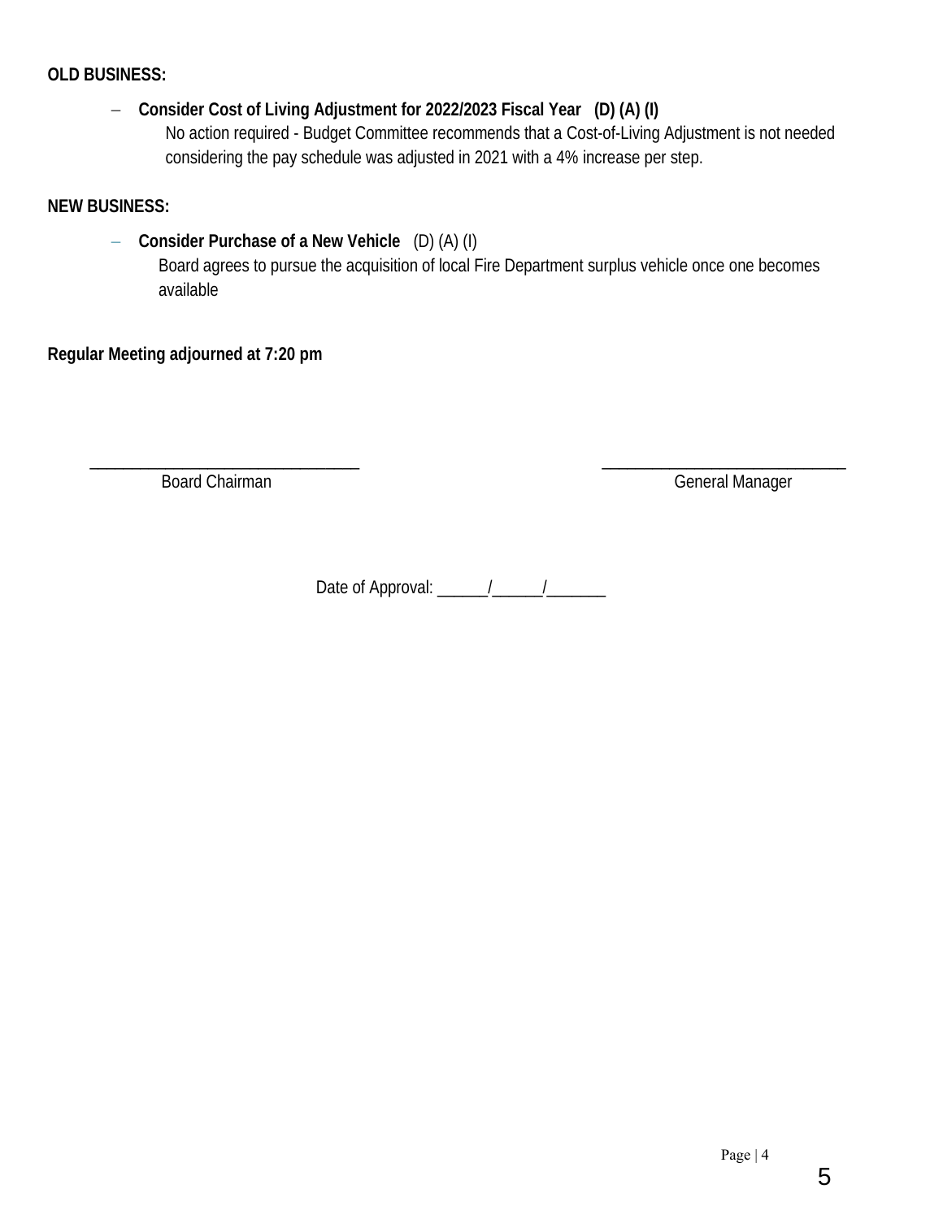**OLD BUSINESS:**

- **Consider Cost of Living Adjustment for 2022/2023 Fiscal Year (D) (A) (I)**
  No action required - Budget Committee recommends that a Cost-of-Living Adjustment is not needed considering the pay schedule was adjusted in 2021 with a 4% increase per step.

**NEW BUSINESS:**

- **Consider Purchase of a New Vehicle** (D) (A) (I)
  Board agrees to pursue the acquisition of local Fire Department surplus vehicle once one becomes available

**Regular Meeting adjourned at 7:20 pm**

\_\_\_\_\_\_\_\_\_\_\_\_\_\_\_\_\_\_\_\_\_\_\_\_\_\_\_\_\_\_\_\_
Board Chairman

\_\_\_\_\_\_\_\_\_\_\_\_\_\_\_\_\_\_\_\_\_\_\_\_\_\_\_\_\_\_
General Manager

Date of Approval: \_\_\_\_\_\_/\_\_\_\_\_\_/\_\_\_\_\_\_\_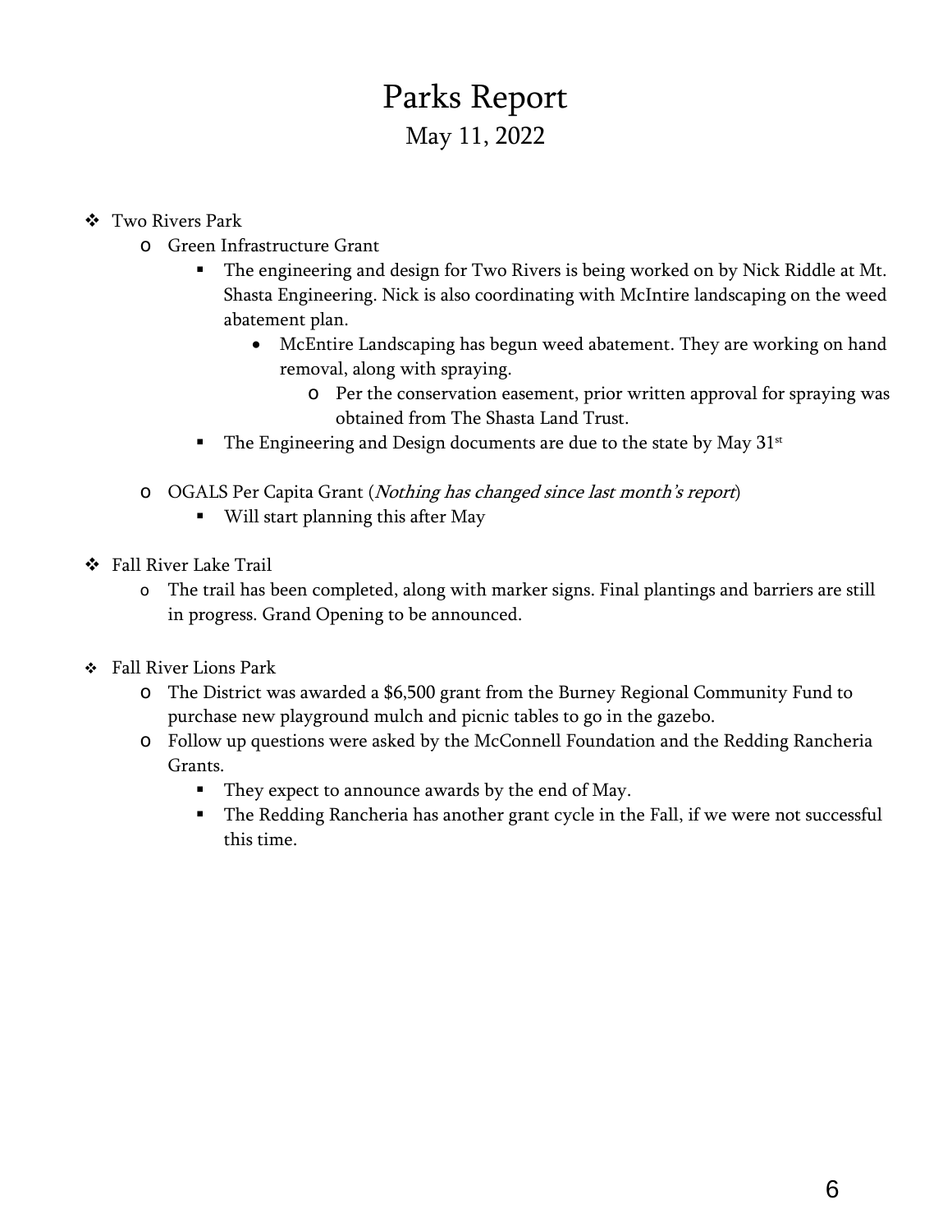# Parks Report

## May 11, 2022

- Two Rivers Park
  - Green Infrastructure Grant
    - The engineering and design for Two Rivers is being worked on by Nick Riddle at Mt. Shasta Engineering. Nick is also coordinating with McIntire landscaping on the weed abatement plan.
      - McEntire Landscaping has begun weed abatement. They are working on hand removal, along with spraying.
        - Per the conservation easement, prior written approval for spraying was obtained from The Shasta Land Trust.
    - The Engineering and Design documents are due to the state by May 31st
  - OGALS Per Capita Grant (*Nothing has changed since last month's report*)
    - Will start planning this after May
- Fall River Lake Trail
  - The trail has been completed, along with marker signs. Final plantings and barriers are still in progress. Grand Opening to be announced.
- Fall River Lions Park
  - The District was awarded a $6,500 grant from the Burney Regional Community Fund to purchase new playground mulch and picnic tables to go in the gazebo.
  - Follow up questions were asked by the McConnell Foundation and the Redding Rancheria Grants.
    - They expect to announce awards by the end of May.
    - The Redding Rancheria has another grant cycle in the Fall, if we were not successful this time.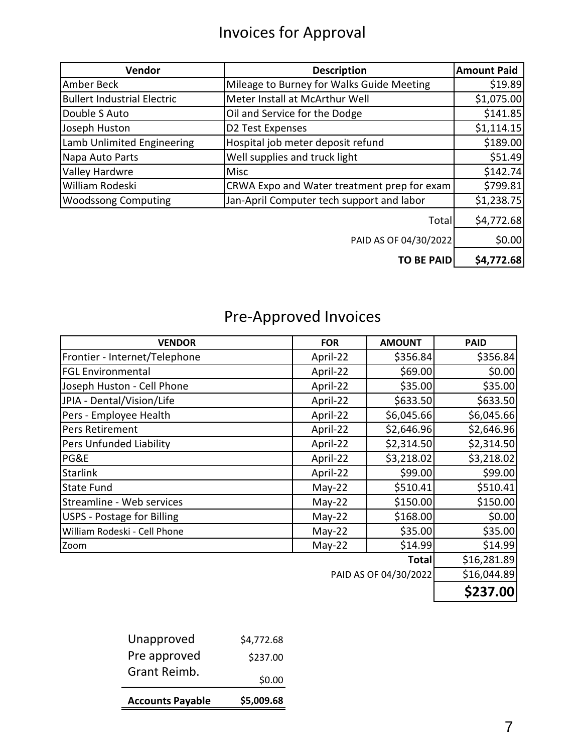# Invoices for Approval

| Vendor | Description | Amount Paid |
|---|---|---|
| Amber Beck | Mileage to Burney for Walks Guide Meeting | $19.89 |
| Bullert Industrial Electric | Meter Install at McArthur Well | $1,075.00 |
| Double S Auto | Oil and Service for the Dodge | $141.85 |
| Joseph Huston | D2 Test Expenses | $1,114.15 |
| Lamb Unlimited Engineering | Hospital job meter deposit refund | $189.00 |
| Napa Auto Parts | Well supplies and truck light | $51.49 |
| Valley Hardwre | Misc | $142.74 |
| William Rodeski | CRWA Expo and Water treatment prep for exam | $799.81 |
| Woodssong Computing | Jan-April Computer tech support and labor | $1,238.75 |
| | Total | $4,772.68 |
| | PAID AS OF 04/30/2022 | $0.00 |
| | **TO BE PAID** | **$4,772.68** |

# Pre-Approved Invoices

| VENDOR | FOR | AMOUNT | PAID |
|---|---|---|---|
| Frontier - Internet/Telephone | April-22 | $356.84 | $356.84 |
| FGL Environmental | April-22 | $69.00 | $0.00 |
| Joseph Huston - Cell Phone | April-22 | $35.00 | $35.00 |
| JPIA - Dental/Vision/Life | April-22 | $633.50 | $633.50 |
| Pers - Employee Health | April-22 | $6,045.66 | $6,045.66 |
| Pers Retirement | April-22 | $2,646.96 | $2,646.96 |
| Pers Unfunded Liability | April-22 | $2,314.50 | $2,314.50 |
| PG&E | April-22 | $3,218.02 | $3,218.02 |
| Starlink | April-22 | $99.00 | $99.00 |
| State Fund | May-22 | $510.41 | $510.41 |
| Streamline - Web services | May-22 | $150.00 | $150.00 |
| USPS - Postage for Billing | May-22 | $168.00 | $0.00 |
| William Rodeski - Cell Phone | May-22 | $35.00 | $35.00 |
| Zoom | May-22 | $14.99 | $14.99 |
| | | **Total** | $16,281.89 |
| | | PAID AS OF 04/30/2022 | $16,044.89 |
| | | | **$237.00** |

| | |
|---|---|
| Unapproved | $4,772.68 |
| Pre approved | $237.00 |
| Grant Reimb. | $0.00 |
| **Accounts Payable** | **$5,009.68** |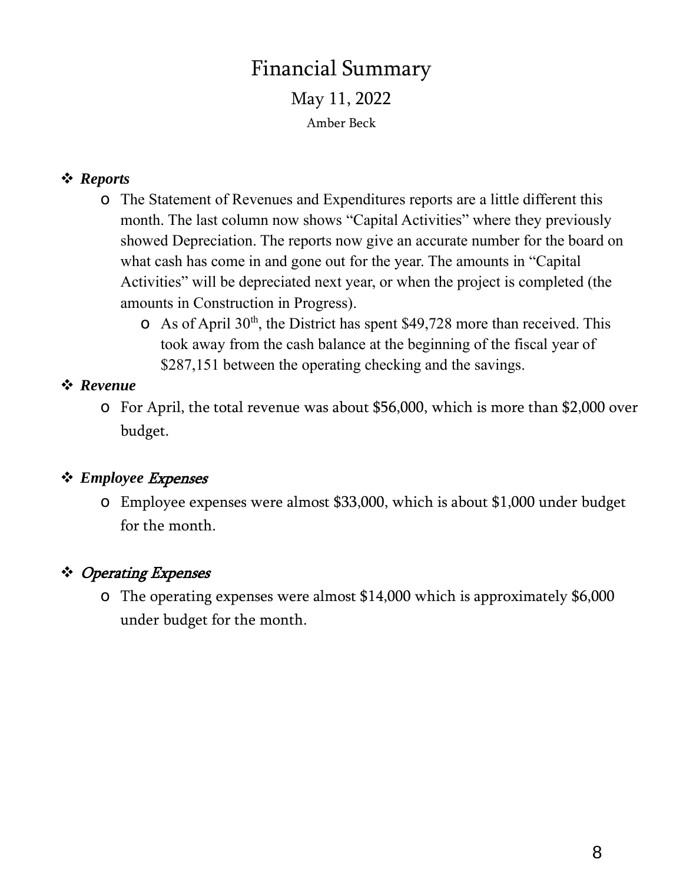# Financial Summary

## May 11, 2022

### Amber Beck

- ***Reports***
  - The Statement of Revenues and Expenditures reports are a little different this month. The last column now shows “Capital Activities” where they previously showed Depreciation. The reports now give an accurate number for the board on what cash has come in and gone out for the year. The amounts in “Capital Activities” will be depreciated next year, or when the project is completed (the amounts in Construction in Progress).
    - As of April 30th, the District has spent $49,728 more than received. This took away from the cash balance at the beginning of the fiscal year of $287,151 between the operating checking and the savings.
- ***Revenue***
  - For April, the total revenue was about $56,000, which is more than $2,000 over budget.
- ***Employee Expenses***
  - Employee expenses were almost $33,000, which is about $1,000 under budget for the month.
- ***Operating Expenses***
  - The operating expenses were almost $14,000 which is approximately $6,000 under budget for the month.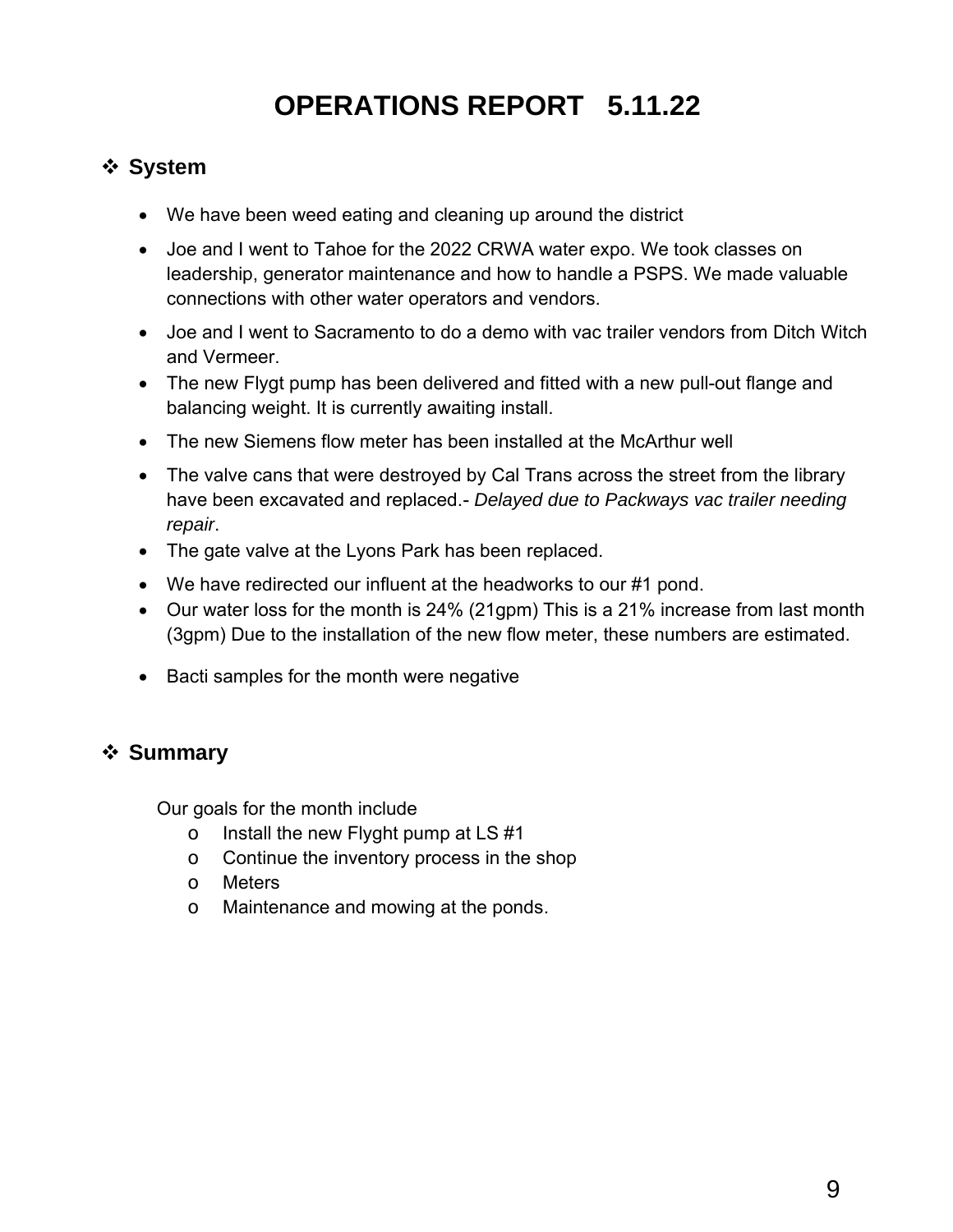# OPERATIONS REPORT 5.11.22

## ❖ System

- We have been weed eating and cleaning up around the district
- Joe and I went to Tahoe for the 2022 CRWA water expo. We took classes on leadership, generator maintenance and how to handle a PSPS. We made valuable connections with other water operators and vendors.
- Joe and I went to Sacramento to do a demo with vac trailer vendors from Ditch Witch and Vermeer.
- The new Flygt pump has been delivered and fitted with a new pull-out flange and balancing weight. It is currently awaiting install.
- The new Siemens flow meter has been installed at the McArthur well
- The valve cans that were destroyed by Cal Trans across the street from the library have been excavated and replaced.- *Delayed due to Packways vac trailer needing repair*.
- The gate valve at the Lyons Park has been replaced.
- We have redirected our influent at the headworks to our #1 pond.
- Our water loss for the month is 24% (21gpm) This is a 21% increase from last month (3gpm) Due to the installation of the new flow meter, these numbers are estimated.
- Bacti samples for the month were negative

## ❖ Summary

Our goals for the month include

- Install the new Flyght pump at LS #1
- Continue the inventory process in the shop
- Meters
- Maintenance and mowing at the ponds.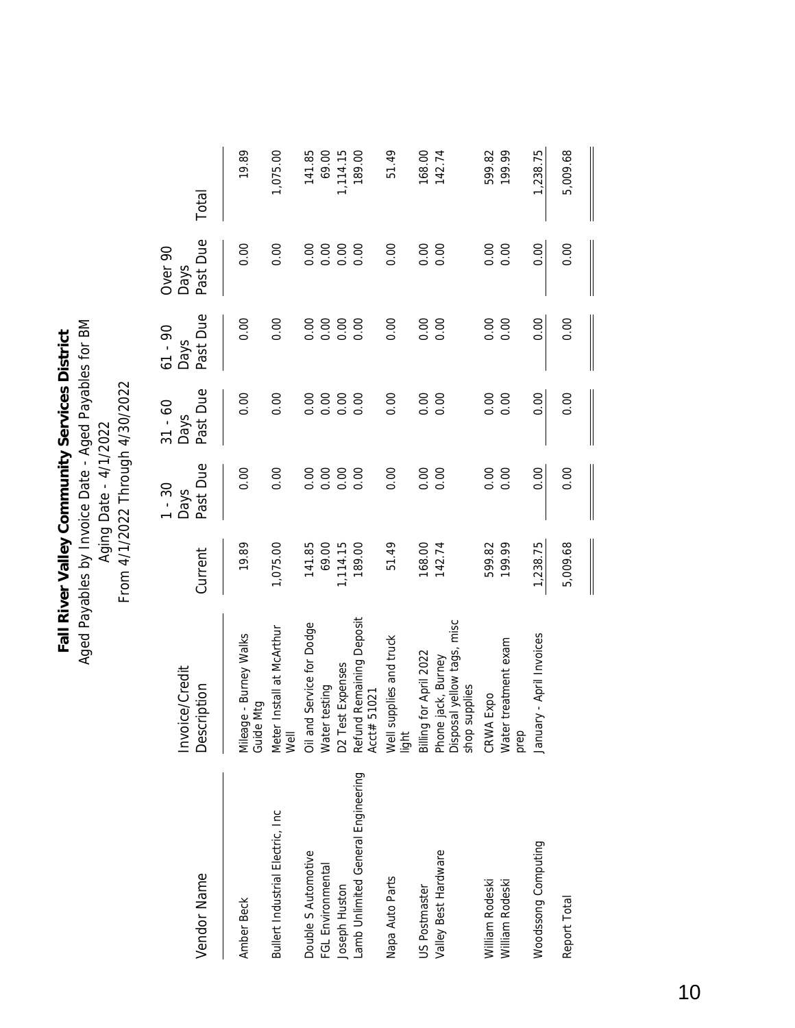# Fall River Valley Community Services District

Aged Payables by Invoice Date - Aged Payables for BM

Aging Date - 4/1/2022

From 4/1/2022 Through 4/30/2022

| Vendor Name | Invoice/Credit Description | Current | 1 - 30 Days Past Due | 31 - 60 Days Past Due | 61 - 90 Days Past Due | Over 90 Days Past Due | Total |
|---|---|---|---|---|---|---|---|
| Amber Beck | Mileage - Burney Walks Guide Mtg | 19.89 | 0.00 | 0.00 | 0.00 | 0.00 | 19.89 |
| Bullert Industrial Electric, Inc | Meter Install at McArthur Well | 1,075.00 | 0.00 | 0.00 | 0.00 | 0.00 | 1,075.00 |
| Double S Automotive | Oil and Service for Dodge | 141.85 | 0.00 | 0.00 | 0.00 | 0.00 | 141.85 |
| FGL Environmental | Water testing | 69.00 | 0.00 | 0.00 | 0.00 | 0.00 | 69.00 |
| Joseph Huston | D2 Test Expenses | 1,114.15 | 0.00 | 0.00 | 0.00 | 0.00 | 1,114.15 |
| Lamb Unlimited General Engineering | Refund Remaining Deposit Acct# 51021 | 189.00 | 0.00 | 0.00 | 0.00 | 0.00 | 189.00 |
| Napa Auto Parts | Well supplies and truck light | 51.49 | 0.00 | 0.00 | 0.00 | 0.00 | 51.49 |
| US Postmaster | Billing for April 2022 | 168.00 | 0.00 | 0.00 | 0.00 | 0.00 | 168.00 |
| Valley Best Hardware | Phone jack, Burney Disposal yellow tags, misc shop supplies | 142.74 | 0.00 | 0.00 | 0.00 | 0.00 | 142.74 |
| William Rodeski | CRWA Expo | 599.82 | 0.00 | 0.00 | 0.00 | 0.00 | 599.82 |
| William Rodeski | Water treatment exam prep | 199.99 | 0.00 | 0.00 | 0.00 | 0.00 | 199.99 |
| Woodssong Computing | January - April Invoices | 1,238.75 | 0.00 | 0.00 | 0.00 | 0.00 | 1,238.75 |
| Report Total | | 5,009.68 | 0.00 | 0.00 | 0.00 | 0.00 | 5,009.68 |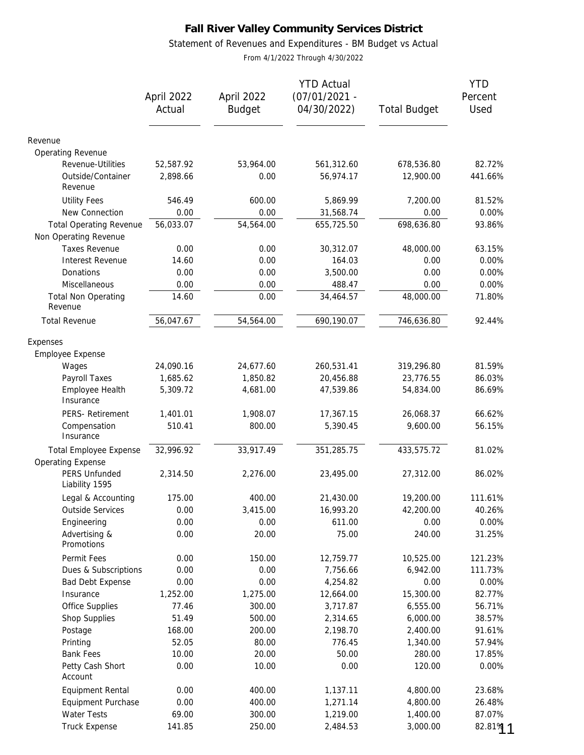# Fall River Valley Community Services District

Statement of Revenues and Expenditures - BM Budget vs Actual

From 4/1/2022 Through 4/30/2022

| | April 2022 Actual | April 2022 Budget | YTD Actual (07/01/2021 - 04/30/2022) | Total Budget | YTD Percent Used |
|---|---|---|---|---|---|
| Revenue | | | | | |
| Operating Revenue | | | | | |
| Revenue-Utilities | 52,587.92 | 53,964.00 | 561,312.60 | 678,536.80 | 82.72% |
| Outside/Container Revenue | 2,898.66 | 0.00 | 56,974.17 | 12,900.00 | 441.66% |
| Utility Fees | 546.49 | 600.00 | 5,869.99 | 7,200.00 | 81.52% |
| New Connection | 0.00 | 0.00 | 31,568.74 | 0.00 | 0.00% |
| Total Operating Revenue | 56,033.07 | 54,564.00 | 655,725.50 | 698,636.80 | 93.86% |
| Non Operating Revenue | | | | | |
| Taxes Revenue | 0.00 | 0.00 | 30,312.07 | 48,000.00 | 63.15% |
| Interest Revenue | 14.60 | 0.00 | 164.03 | 0.00 | 0.00% |
| Donations | 0.00 | 0.00 | 3,500.00 | 0.00 | 0.00% |
| Miscellaneous | 0.00 | 0.00 | 488.47 | 0.00 | 0.00% |
| Total Non Operating Revenue | 14.60 | 0.00 | 34,464.57 | 48,000.00 | 71.80% |
| Total Revenue | 56,047.67 | 54,564.00 | 690,190.07 | 746,636.80 | 92.44% |
| Expenses | | | | | |
| Employee Expense | | | | | |
| Wages | 24,090.16 | 24,677.60 | 260,531.41 | 319,296.80 | 81.59% |
| Payroll Taxes | 1,685.62 | 1,850.82 | 20,456.88 | 23,776.55 | 86.03% |
| Employee Health Insurance | 5,309.72 | 4,681.00 | 47,539.86 | 54,834.00 | 86.69% |
| PERS- Retirement | 1,401.01 | 1,908.07 | 17,367.15 | 26,068.37 | 66.62% |
| Compensation Insurance | 510.41 | 800.00 | 5,390.45 | 9,600.00 | 56.15% |
| Total Employee Expense | 32,996.92 | 33,917.49 | 351,285.75 | 433,575.72 | 81.02% |
| Operating Expense | | | | | |
| PERS Unfunded Liability 1595 | 2,314.50 | 2,276.00 | 23,495.00 | 27,312.00 | 86.02% |
| Legal & Accounting | 175.00 | 400.00 | 21,430.00 | 19,200.00 | 111.61% |
| Outside Services | 0.00 | 3,415.00 | 16,993.20 | 42,200.00 | 40.26% |
| Engineering | 0.00 | 0.00 | 611.00 | 0.00 | 0.00% |
| Advertising & Promotions | 0.00 | 20.00 | 75.00 | 240.00 | 31.25% |
| Permit Fees | 0.00 | 150.00 | 12,759.77 | 10,525.00 | 121.23% |
| Dues & Subscriptions | 0.00 | 0.00 | 7,756.66 | 6,942.00 | 111.73% |
| Bad Debt Expense | 0.00 | 0.00 | 4,254.82 | 0.00 | 0.00% |
| Insurance | 1,252.00 | 1,275.00 | 12,664.00 | 15,300.00 | 82.77% |
| Office Supplies | 77.46 | 300.00 | 3,717.87 | 6,555.00 | 56.71% |
| Shop Supplies | 51.49 | 500.00 | 2,314.65 | 6,000.00 | 38.57% |
| Postage | 168.00 | 200.00 | 2,198.70 | 2,400.00 | 91.61% |
| Printing | 52.05 | 80.00 | 776.45 | 1,340.00 | 57.94% |
| Bank Fees | 10.00 | 20.00 | 50.00 | 280.00 | 17.85% |
| Petty Cash Short Account | 0.00 | 10.00 | 0.00 | 120.00 | 0.00% |
| Equipment Rental | 0.00 | 400.00 | 1,137.11 | 4,800.00 | 23.68% |
| Equipment Purchase | 0.00 | 400.00 | 1,271.14 | 4,800.00 | 26.48% |
| Water Tests | 69.00 | 300.00 | 1,219.00 | 1,400.00 | 87.07% |
| Truck Expense | 141.85 | 250.00 | 2,484.53 | 3,000.00 | 82.81% |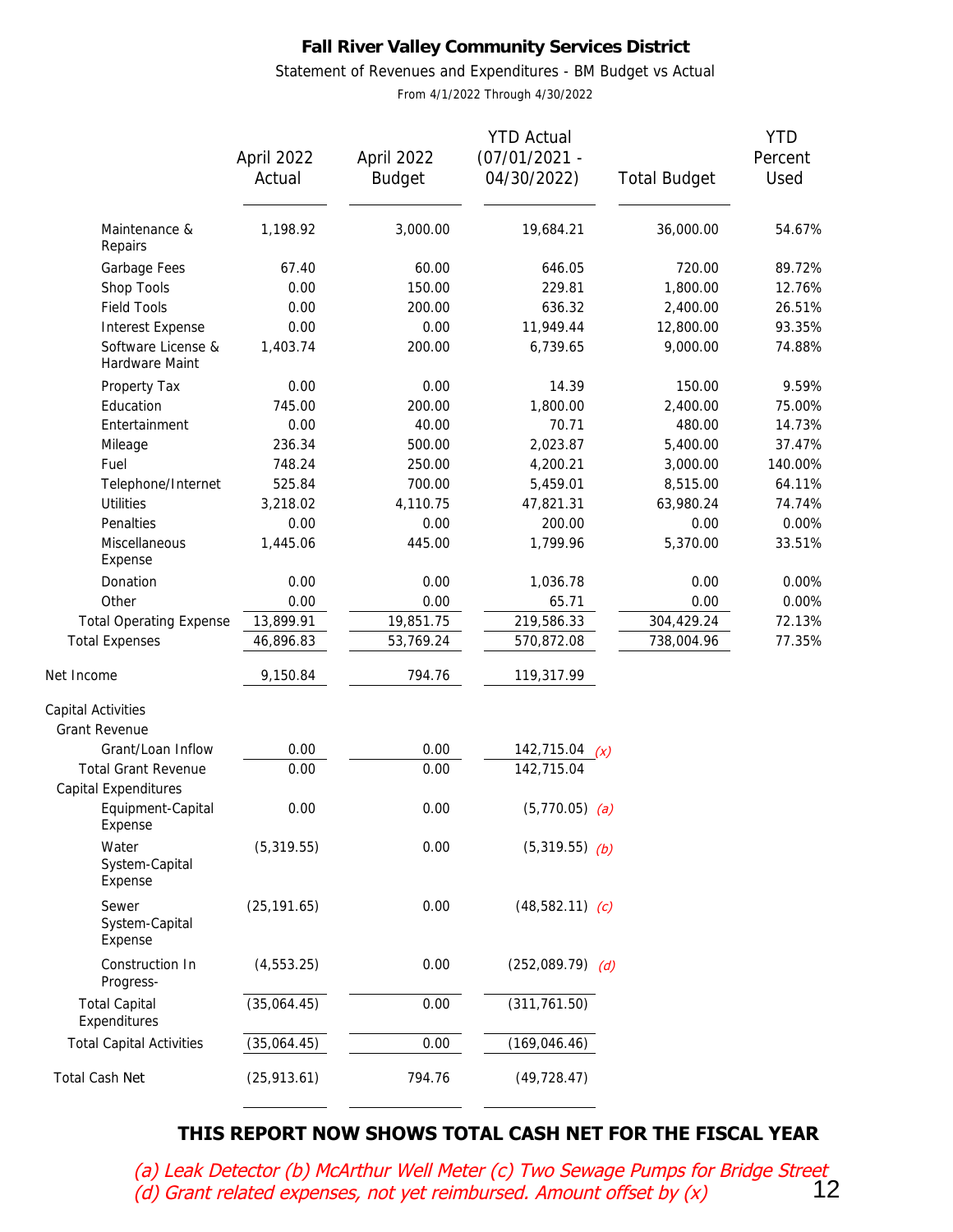**Fall River Valley Community Services District**

Statement of Revenues and Expenditures - BM Budget vs Actual

From 4/1/2022 Through 4/30/2022

| | April 2022 Actual | April 2022 Budget | YTD Actual (07/01/2021 - 04/30/2022) | Total Budget | YTD Percent Used |
|---|---|---|---|---|---|
| Maintenance & Repairs | 1,198.92 | 3,000.00 | 19,684.21 | 36,000.00 | 54.67% |
| Garbage Fees | 67.40 | 60.00 | 646.05 | 720.00 | 89.72% |
| Shop Tools | 0.00 | 150.00 | 229.81 | 1,800.00 | 12.76% |
| Field Tools | 0.00 | 200.00 | 636.32 | 2,400.00 | 26.51% |
| Interest Expense | 0.00 | 0.00 | 11,949.44 | 12,800.00 | 93.35% |
| Software License & Hardware Maint | 1,403.74 | 200.00 | 6,739.65 | 9,000.00 | 74.88% |
| Property Tax | 0.00 | 0.00 | 14.39 | 150.00 | 9.59% |
| Education | 745.00 | 200.00 | 1,800.00 | 2,400.00 | 75.00% |
| Entertainment | 0.00 | 40.00 | 70.71 | 480.00 | 14.73% |
| Mileage | 236.34 | 500.00 | 2,023.87 | 5,400.00 | 37.47% |
| Fuel | 748.24 | 250.00 | 4,200.21 | 3,000.00 | 140.00% |
| Telephone/Internet | 525.84 | 700.00 | 5,459.01 | 8,515.00 | 64.11% |
| Utilities | 3,218.02 | 4,110.75 | 47,821.31 | 63,980.24 | 74.74% |
| Penalties | 0.00 | 0.00 | 200.00 | 0.00 | 0.00% |
| Miscellaneous Expense | 1,445.06 | 445.00 | 1,799.96 | 5,370.00 | 33.51% |
| Donation | 0.00 | 0.00 | 1,036.78 | 0.00 | 0.00% |
| Other | 0.00 | 0.00 | 65.71 | 0.00 | 0.00% |
| Total Operating Expense | 13,899.91 | 19,851.75 | 219,586.33 | 304,429.24 | 72.13% |
| Total Expenses | 46,896.83 | 53,769.24 | 570,872.08 | 738,004.96 | 77.35% |
| Net Income | 9,150.84 | 794.76 | 119,317.99 | | |
| Capital Activities | | | | | |
| Grant Revenue | | | | | |
| Grant/Loan Inflow | 0.00 | 0.00 | 142,715.04 *(x)* | | |
| Total Grant Revenue | 0.00 | 0.00 | 142,715.04 | | |
| Capital Expenditures | | | | | |
| Equipment-Capital Expense | 0.00 | 0.00 | (5,770.05) *(a)* | | |
| Water System-Capital Expense | (5,319.55) | 0.00 | (5,319.55) *(b)* | | |
| Sewer System-Capital Expense | (25,191.65) | 0.00 | (48,582.11) *(c)* | | |
| Construction In Progress- | (4,553.25) | 0.00 | (252,089.79) *(d)* | | |
| Total Capital Expenditures | (35,064.45) | 0.00 | (311,761.50) | | |
| Total Capital Activities | (35,064.45) | 0.00 | (169,046.46) | | |
| Total Cash Net | (25,913.61) | 794.76 | (49,728.47) | | |

**THIS REPORT NOW SHOWS TOTAL CASH NET FOR THE FISCAL YEAR**

*(a) Leak Detector (b) McArthur Well Meter (c) Two Sewage Pumps for Bridge Street*
*(d) Grant related expenses, not yet reimbursed. Amount offset by (x)*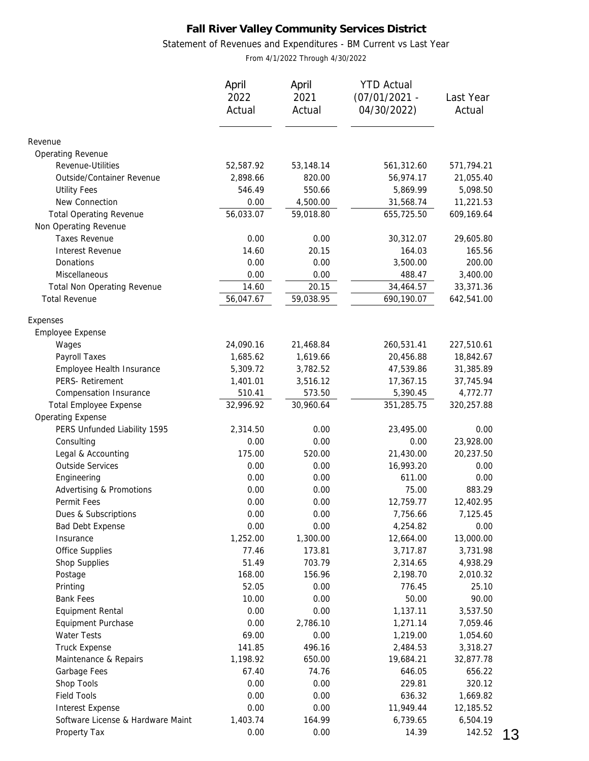# Fall River Valley Community Services District

Statement of Revenues and Expenditures - BM Current vs Last Year

From 4/1/2022 Through 4/30/2022

| | April 2022 Actual | April 2021 Actual | YTD Actual (07/01/2021 - 04/30/2022) | Last Year Actual |
|---|---|---|---|---|
| Revenue | | | | |
| Operating Revenue | | | | |
| Revenue-Utilities | 52,587.92 | 53,148.14 | 561,312.60 | 571,794.21 |
| Outside/Container Revenue | 2,898.66 | 820.00 | 56,974.17 | 21,055.40 |
| Utility Fees | 546.49 | 550.66 | 5,869.99 | 5,098.50 |
| New Connection | 0.00 | 4,500.00 | 31,568.74 | 11,221.53 |
| Total Operating Revenue | 56,033.07 | 59,018.80 | 655,725.50 | 609,169.64 |
| Non Operating Revenue | | | | |
| Taxes Revenue | 0.00 | 0.00 | 30,312.07 | 29,605.80 |
| Interest Revenue | 14.60 | 20.15 | 164.03 | 165.56 |
| Donations | 0.00 | 0.00 | 3,500.00 | 200.00 |
| Miscellaneous | 0.00 | 0.00 | 488.47 | 3,400.00 |
| Total Non Operating Revenue | 14.60 | 20.15 | 34,464.57 | 33,371.36 |
| Total Revenue | 56,047.67 | 59,038.95 | 690,190.07 | 642,541.00 |
| Expenses | | | | |
| Employee Expense | | | | |
| Wages | 24,090.16 | 21,468.84 | 260,531.41 | 227,510.61 |
| Payroll Taxes | 1,685.62 | 1,619.66 | 20,456.88 | 18,842.67 |
| Employee Health Insurance | 5,309.72 | 3,782.52 | 47,539.86 | 31,385.89 |
| PERS- Retirement | 1,401.01 | 3,516.12 | 17,367.15 | 37,745.94 |
| Compensation Insurance | 510.41 | 573.50 | 5,390.45 | 4,772.77 |
| Total Employee Expense | 32,996.92 | 30,960.64 | 351,285.75 | 320,257.88 |
| Operating Expense | | | | |
| PERS Unfunded Liability 1595 | 2,314.50 | 0.00 | 23,495.00 | 0.00 |
| Consulting | 0.00 | 0.00 | 0.00 | 23,928.00 |
| Legal & Accounting | 175.00 | 520.00 | 21,430.00 | 20,237.50 |
| Outside Services | 0.00 | 0.00 | 16,993.20 | 0.00 |
| Engineering | 0.00 | 0.00 | 611.00 | 0.00 |
| Advertising & Promotions | 0.00 | 0.00 | 75.00 | 883.29 |
| Permit Fees | 0.00 | 0.00 | 12,759.77 | 12,402.95 |
| Dues & Subscriptions | 0.00 | 0.00 | 7,756.66 | 7,125.45 |
| Bad Debt Expense | 0.00 | 0.00 | 4,254.82 | 0.00 |
| Insurance | 1,252.00 | 1,300.00 | 12,664.00 | 13,000.00 |
| Office Supplies | 77.46 | 173.81 | 3,717.87 | 3,731.98 |
| Shop Supplies | 51.49 | 703.79 | 2,314.65 | 4,938.29 |
| Postage | 168.00 | 156.96 | 2,198.70 | 2,010.32 |
| Printing | 52.05 | 0.00 | 776.45 | 25.10 |
| Bank Fees | 10.00 | 0.00 | 50.00 | 90.00 |
| Equipment Rental | 0.00 | 0.00 | 1,137.11 | 3,537.50 |
| Equipment Purchase | 0.00 | 2,786.10 | 1,271.14 | 7,059.46 |
| Water Tests | 69.00 | 0.00 | 1,219.00 | 1,054.60 |
| Truck Expense | 141.85 | 496.16 | 2,484.53 | 3,318.27 |
| Maintenance & Repairs | 1,198.92 | 650.00 | 19,684.21 | 32,877.78 |
| Garbage Fees | 67.40 | 74.76 | 646.05 | 656.22 |
| Shop Tools | 0.00 | 0.00 | 229.81 | 320.12 |
| Field Tools | 0.00 | 0.00 | 636.32 | 1,669.82 |
| Interest Expense | 0.00 | 0.00 | 11,949.44 | 12,185.52 |
| Software License & Hardware Maint | 1,403.74 | 164.99 | 6,739.65 | 6,504.19 |
| Property Tax | 0.00 | 0.00 | 14.39 | 142.52 |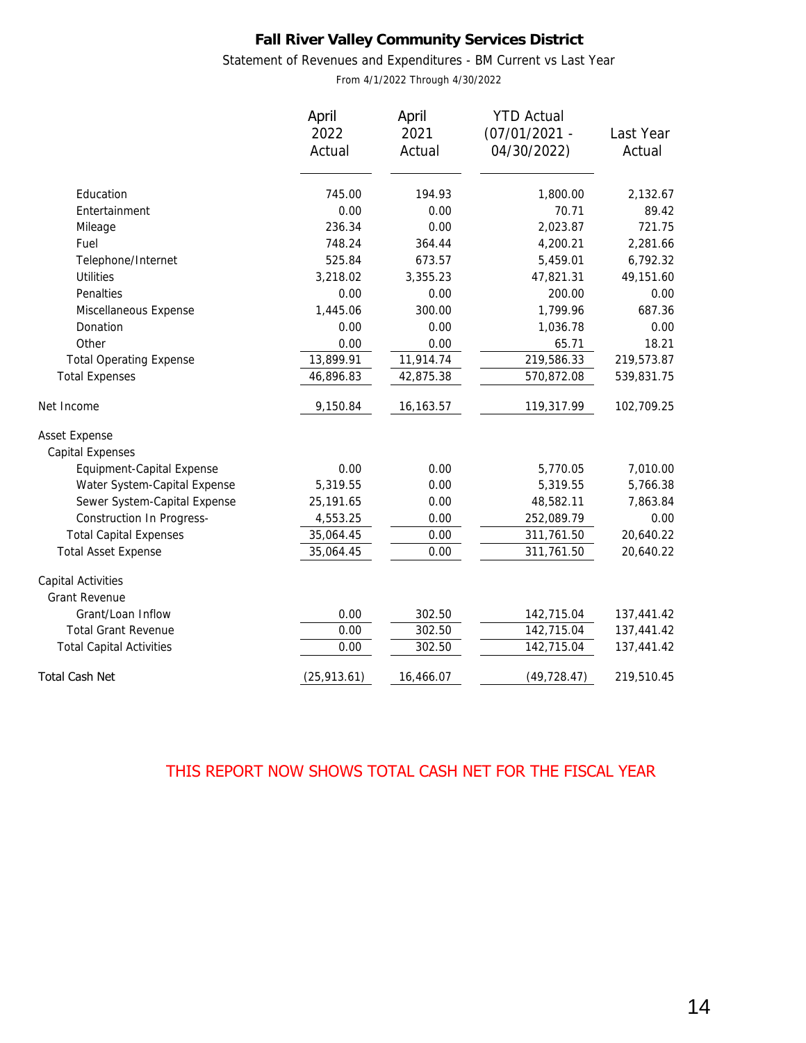**Fall River Valley Community Services District**

Statement of Revenues and Expenditures - BM Current vs Last Year

From 4/1/2022 Through 4/30/2022

| | April 2022 Actual | April 2021 Actual | YTD Actual (07/01/2021 - 04/30/2022) | Last Year Actual |
|---|---|---|---|---|
| Education | 745.00 | 194.93 | 1,800.00 | 2,132.67 |
| Entertainment | 0.00 | 0.00 | 70.71 | 89.42 |
| Mileage | 236.34 | 0.00 | 2,023.87 | 721.75 |
| Fuel | 748.24 | 364.44 | 4,200.21 | 2,281.66 |
| Telephone/Internet | 525.84 | 673.57 | 5,459.01 | 6,792.32 |
| Utilities | 3,218.02 | 3,355.23 | 47,821.31 | 49,151.60 |
| Penalties | 0.00 | 0.00 | 200.00 | 0.00 |
| Miscellaneous Expense | 1,445.06 | 300.00 | 1,799.96 | 687.36 |
| Donation | 0.00 | 0.00 | 1,036.78 | 0.00 |
| Other | 0.00 | 0.00 | 65.71 | 18.21 |
| Total Operating Expense | 13,899.91 | 11,914.74 | 219,586.33 | 219,573.87 |
| Total Expenses | 46,896.83 | 42,875.38 | 570,872.08 | 539,831.75 |
| Net Income | 9,150.84 | 16,163.57 | 119,317.99 | 102,709.25 |
| Asset Expense | | | | |
| Capital Expenses | | | | |
| Equipment-Capital Expense | 0.00 | 0.00 | 5,770.05 | 7,010.00 |
| Water System-Capital Expense | 5,319.55 | 0.00 | 5,319.55 | 5,766.38 |
| Sewer System-Capital Expense | 25,191.65 | 0.00 | 48,582.11 | 7,863.84 |
| Construction In Progress- | 4,553.25 | 0.00 | 252,089.79 | 0.00 |
| Total Capital Expenses | 35,064.45 | 0.00 | 311,761.50 | 20,640.22 |
| Total Asset Expense | 35,064.45 | 0.00 | 311,761.50 | 20,640.22 |
| Capital Activities | | | | |
| Grant Revenue | | | | |
| Grant/Loan Inflow | 0.00 | 302.50 | 142,715.04 | 137,441.42 |
| Total Grant Revenue | 0.00 | 302.50 | 142,715.04 | 137,441.42 |
| Total Capital Activities | 0.00 | 302.50 | 142,715.04 | 137,441.42 |
| Total Cash Net | (25,913.61) | 16,466.07 | (49,728.47) | 219,510.45 |

THIS REPORT NOW SHOWS TOTAL CASH NET FOR THE FISCAL YEAR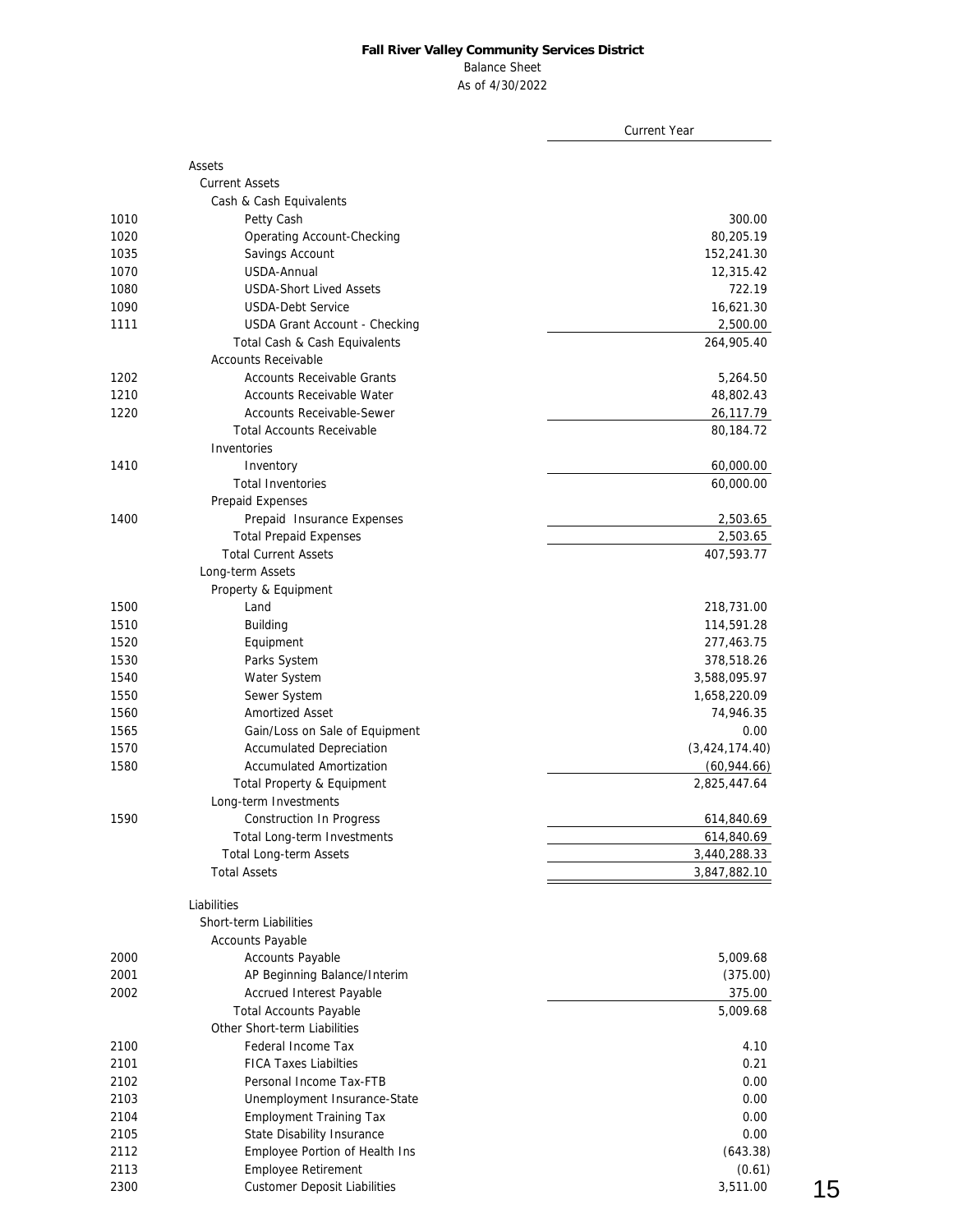**Fall River Valley Community Services District**

Balance Sheet

As of 4/30/2022

| | | Current Year |
|---|---|---|
| | Assets | |
| | Current Assets | |
| | Cash & Cash Equivalents | |
| 1010 | Petty Cash | 300.00 |
| 1020 | Operating Account-Checking | 80,205.19 |
| 1035 | Savings Account | 152,241.30 |
| 1070 | USDA-Annual | 12,315.42 |
| 1080 | USDA-Short Lived Assets | 722.19 |
| 1090 | USDA-Debt Service | 16,621.30 |
| 1111 | USDA Grant Account - Checking | 2,500.00 |
| | Total Cash & Cash Equivalents | 264,905.40 |
| | Accounts Receivable | |
| 1202 | Accounts Receivable Grants | 5,264.50 |
| 1210 | Accounts Receivable Water | 48,802.43 |
| 1220 | Accounts Receivable-Sewer | 26,117.79 |
| | Total Accounts Receivable | 80,184.72 |
| | Inventories | |
| 1410 | Inventory | 60,000.00 |
| | Total Inventories | 60,000.00 |
| | Prepaid Expenses | |
| 1400 | Prepaid Insurance Expenses | 2,503.65 |
| | Total Prepaid Expenses | 2,503.65 |
| | Total Current Assets | 407,593.77 |
| | Long-term Assets | |
| | Property & Equipment | |
| 1500 | Land | 218,731.00 |
| 1510 | Building | 114,591.28 |
| 1520 | Equipment | 277,463.75 |
| 1530 | Parks System | 378,518.26 |
| 1540 | Water System | 3,588,095.97 |
| 1550 | Sewer System | 1,658,220.09 |
| 1560 | Amortized Asset | 74,946.35 |
| 1565 | Gain/Loss on Sale of Equipment | 0.00 |
| 1570 | Accumulated Depreciation | (3,424,174.40) |
| 1580 | Accumulated Amortization | (60,944.66) |
| | Total Property & Equipment | 2,825,447.64 |
| | Long-term Investments | |
| 1590 | Construction In Progress | 614,840.69 |
| | Total Long-term Investments | 614,840.69 |
| | Total Long-term Assets | 3,440,288.33 |
| | Total Assets | 3,847,882.10 |
| | Liabilities | |
| | Short-term Liabilities | |
| | Accounts Payable | |
| 2000 | Accounts Payable | 5,009.68 |
| 2001 | AP Beginning Balance/Interim | (375.00) |
| 2002 | Accrued Interest Payable | 375.00 |
| | Total Accounts Payable | 5,009.68 |
| | Other Short-term Liabilities | |
| 2100 | Federal Income Tax | 4.10 |
| 2101 | FICA Taxes Liabilties | 0.21 |
| 2102 | Personal Income Tax-FTB | 0.00 |
| 2103 | Unemployment Insurance-State | 0.00 |
| 2104 | Employment Training Tax | 0.00 |
| 2105 | State Disability Insurance | 0.00 |
| 2112 | Employee Portion of Health Ins | (643.38) |
| 2113 | Employee Retirement | (0.61) |
| 2300 | Customer Deposit Liabilities | 3,511.00 |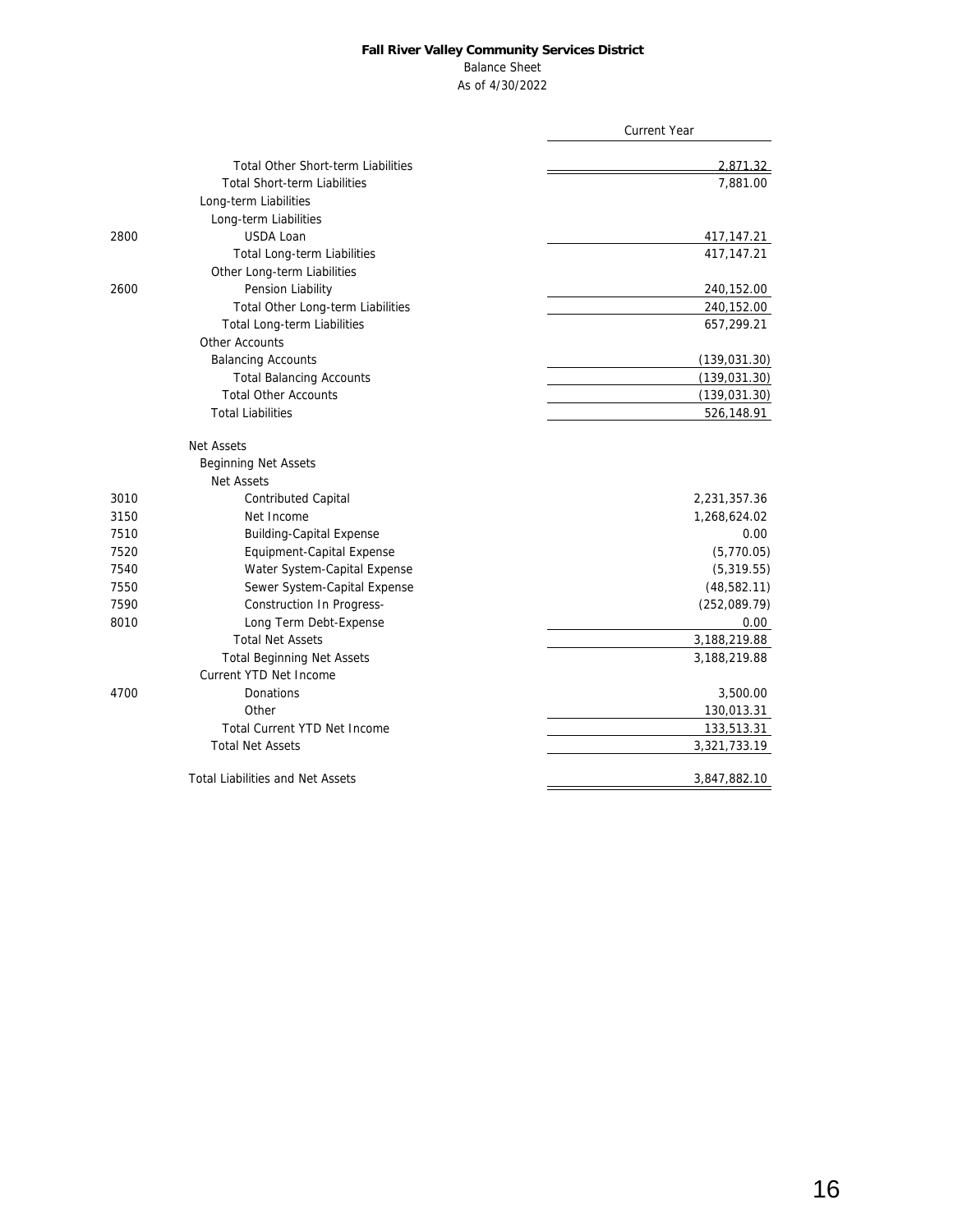**Fall River Valley Community Services District**

Balance Sheet

As of 4/30/2022

| | | Current Year |
|---|---|---|
| | Total Other Short-term Liabilities | 2,871.32 |
| | Total Short-term Liabilities | 7,881.00 |
| | Long-term Liabilities | |
| | Long-term Liabilities | |
| 2800 | USDA Loan | 417,147.21 |
| | Total Long-term Liabilities | 417,147.21 |
| | Other Long-term Liabilities | |
| 2600 | Pension Liability | 240,152.00 |
| | Total Other Long-term Liabilities | 240,152.00 |
| | Total Long-term Liabilities | 657,299.21 |
| | Other Accounts | |
| | Balancing Accounts | (139,031.30) |
| | Total Balancing Accounts | (139,031.30) |
| | Total Other Accounts | (139,031.30) |
| | Total Liabilities | 526,148.91 |
| | Net Assets | |
| | Beginning Net Assets | |
| | Net Assets | |
| 3010 | Contributed Capital | 2,231,357.36 |
| 3150 | Net Income | 1,268,624.02 |
| 7510 | Building-Capital Expense | 0.00 |
| 7520 | Equipment-Capital Expense | (5,770.05) |
| 7540 | Water System-Capital Expense | (5,319.55) |
| 7550 | Sewer System-Capital Expense | (48,582.11) |
| 7590 | Construction In Progress- | (252,089.79) |
| 8010 | Long Term Debt-Expense | 0.00 |
| | Total Net Assets | 3,188,219.88 |
| | Total Beginning Net Assets | 3,188,219.88 |
| | Current YTD Net Income | |
| 4700 | Donations | 3,500.00 |
| | Other | 130,013.31 |
| | Total Current YTD Net Income | 133,513.31 |
| | Total Net Assets | 3,321,733.19 |
| | Total Liabilities and Net Assets | 3,847,882.10 |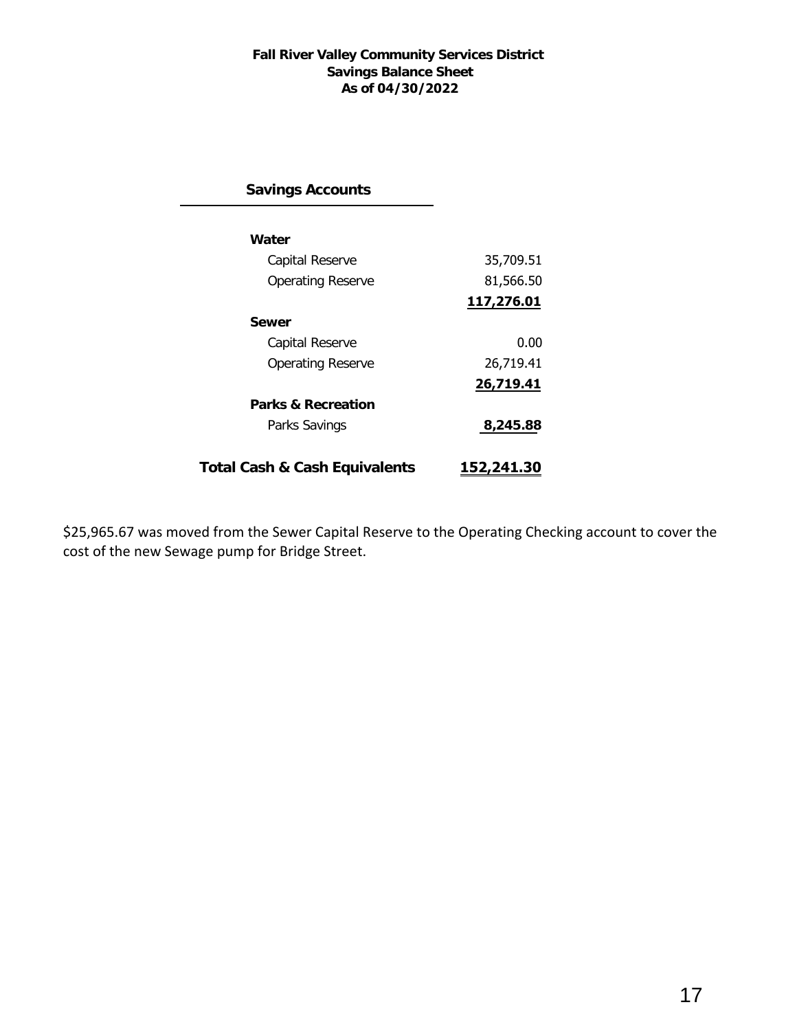**Fall River Valley Community Services District**
**Savings Balance Sheet**
**As of 04/30/2022**

| Savings Accounts | |
|---|---|
| **Water** | |
| Capital Reserve | 35,709.51 |
| Operating Reserve | 81,566.50 |
| | **117,276.01** |
| **Sewer** | |
| Capital Reserve | 0.00 |
| Operating Reserve | 26,719.41 |
| | **26,719.41** |
| **Parks & Recreation** | |
| Parks Savings | **8,245.88** |
| **Total Cash & Cash Equivalents** | **152,241.30** |

$25,965.67 was moved from the Sewer Capital Reserve to the Operating Checking account to cover the cost of the new Sewage pump for Bridge Street.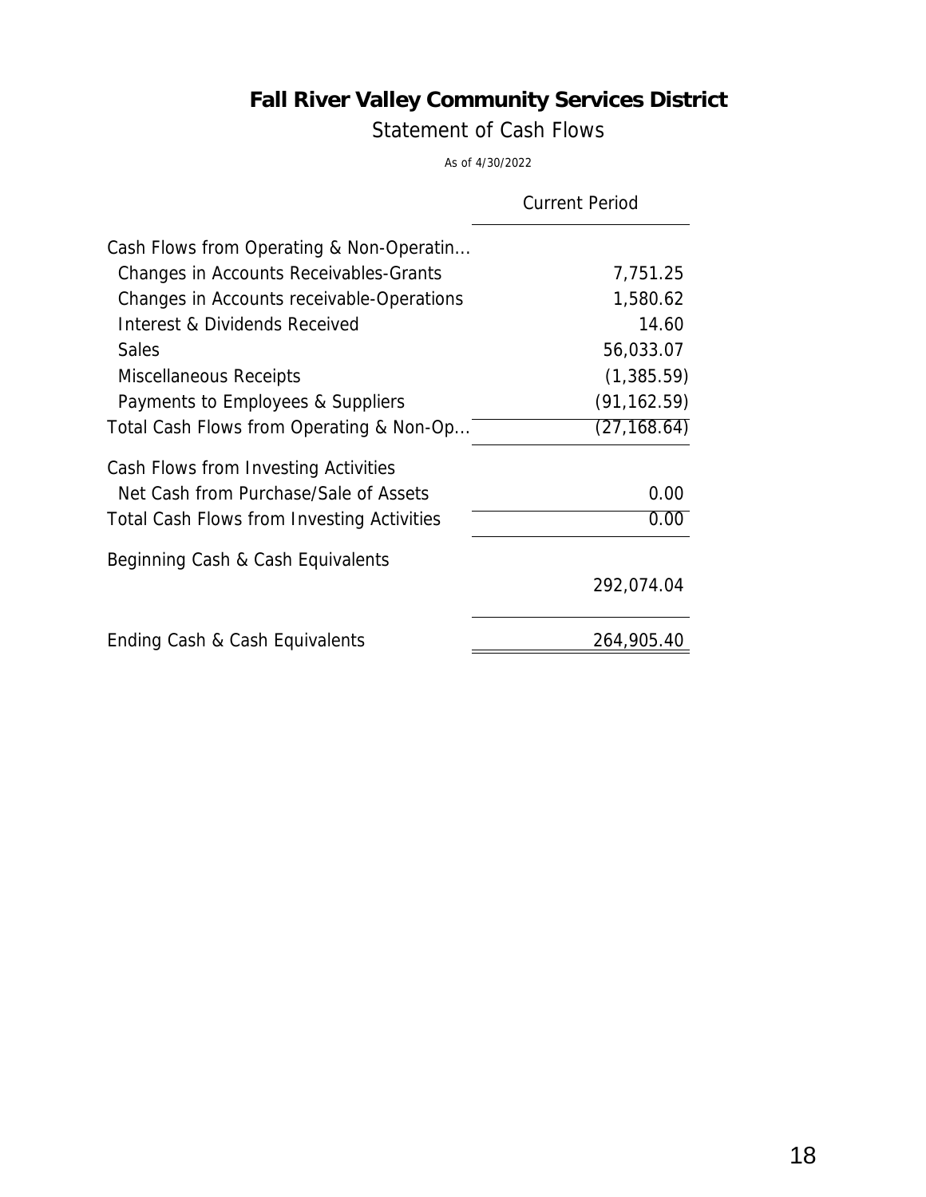# Fall River Valley Community Services District

## Statement of Cash Flows

As of 4/30/2022

| | Current Period |
|---|---|
| Cash Flows from Operating & Non-Operatin... | |
| Changes in Accounts Receivables-Grants | 7,751.25 |
| Changes in Accounts receivable-Operations | 1,580.62 |
| Interest & Dividends Received | 14.60 |
| Sales | 56,033.07 |
| Miscellaneous Receipts | (1,385.59) |
| Payments to Employees & Suppliers | (91,162.59) |
| Total Cash Flows from Operating & Non-Op... | (27,168.64) |
| Cash Flows from Investing Activities | |
| Net Cash from Purchase/Sale of Assets | 0.00 |
| Total Cash Flows from Investing Activities | 0.00 |
| Beginning Cash & Cash Equivalents | 292,074.04 |
| Ending Cash & Cash Equivalents | 264,905.40 |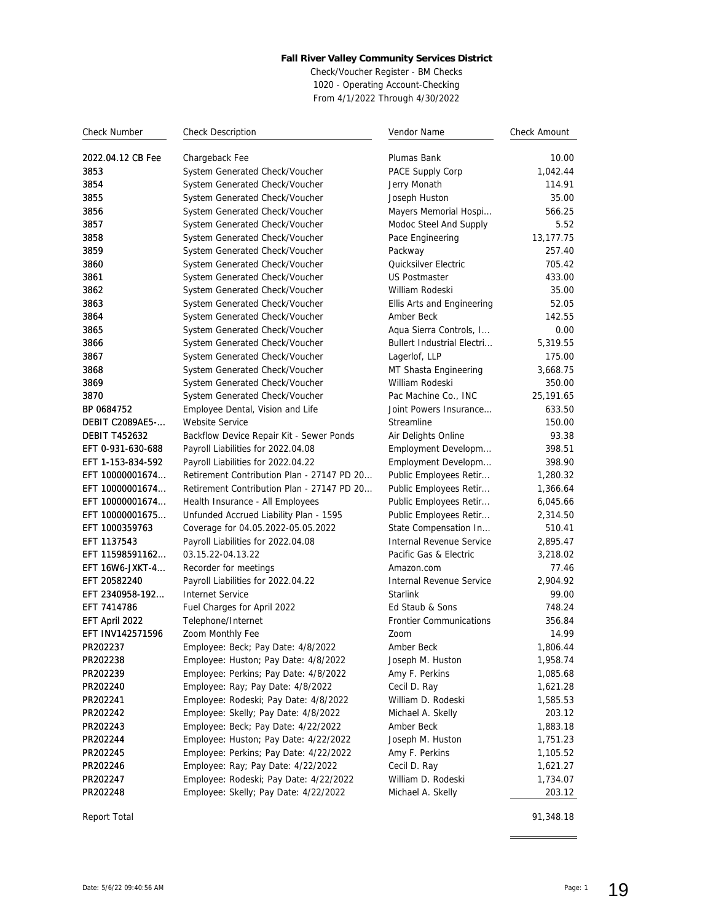**Fall River Valley Community Services District**

Check/Voucher Register - BM Checks
1020 - Operating Account-Checking
From 4/1/2022 Through 4/30/2022

| Check Number | Check Description | Vendor Name | Check Amount |
|---|---|---|---|
| 2022.04.12 CB Fee | Chargeback Fee | Plumas Bank | 10.00 |
| 3853 | System Generated Check/Voucher | PACE Supply Corp | 1,042.44 |
| 3854 | System Generated Check/Voucher | Jerry Monath | 114.91 |
| 3855 | System Generated Check/Voucher | Joseph Huston | 35.00 |
| 3856 | System Generated Check/Voucher | Mayers Memorial Hospi... | 566.25 |
| 3857 | System Generated Check/Voucher | Modoc Steel And Supply | 5.52 |
| 3858 | System Generated Check/Voucher | Pace Engineering | 13,177.75 |
| 3859 | System Generated Check/Voucher | Packway | 257.40 |
| 3860 | System Generated Check/Voucher | Quicksilver Electric | 705.42 |
| 3861 | System Generated Check/Voucher | US Postmaster | 433.00 |
| 3862 | System Generated Check/Voucher | William Rodeski | 35.00 |
| 3863 | System Generated Check/Voucher | Ellis Arts and Engineering | 52.05 |
| 3864 | System Generated Check/Voucher | Amber Beck | 142.55 |
| 3865 | System Generated Check/Voucher | Aqua Sierra Controls, I... | 0.00 |
| 3866 | System Generated Check/Voucher | Bullert Industrial Electri... | 5,319.55 |
| 3867 | System Generated Check/Voucher | Lagerlof, LLP | 175.00 |
| 3868 | System Generated Check/Voucher | MT Shasta Engineering | 3,668.75 |
| 3869 | System Generated Check/Voucher | William Rodeski | 350.00 |
| 3870 | System Generated Check/Voucher | Pac Machine Co., INC | 25,191.65 |
| BP 0684752 | Employee Dental, Vision and Life | Joint Powers Insurance... | 633.50 |
| DEBIT C2089AE5-... | Website Service | Streamline | 150.00 |
| DEBIT T452632 | Backflow Device Repair Kit - Sewer Ponds | Air Delights Online | 93.38 |
| EFT 0-931-630-688 | Payroll Liabilities for 2022.04.08 | Employment Developm... | 398.51 |
| EFT 1-153-834-592 | Payroll Liabilities for 2022.04.22 | Employment Developm... | 398.90 |
| EFT 10000001674... | Retirement Contribution Plan - 27147 PD 20... | Public Employees Retir... | 1,280.32 |
| EFT 10000001674... | Retirement Contribution Plan - 27147 PD 20... | Public Employees Retir... | 1,366.64 |
| EFT 10000001674... | Health Insurance - All Employees | Public Employees Retir... | 6,045.66 |
| EFT 10000001675... | Unfunded Accrued Liability Plan - 1595 | Public Employees Retir... | 2,314.50 |
| EFT 1000359763 | Coverage for 04.05.2022-05.05.2022 | State Compensation In... | 510.41 |
| EFT 1137543 | Payroll Liabilities for 2022.04.08 | Internal Revenue Service | 2,895.47 |
| EFT 11598591162... | 03.15.22-04.13.22 | Pacific Gas & Electric | 3,218.02 |
| EFT 16W6-JXKT-4... | Recorder for meetings | Amazon.com | 77.46 |
| EFT 20582240 | Payroll Liabilities for 2022.04.22 | Internal Revenue Service | 2,904.92 |
| EFT 2340958-192... | Internet Service | Starlink | 99.00 |
| EFT 7414786 | Fuel Charges for April 2022 | Ed Staub & Sons | 748.24 |
| EFT April 2022 | Telephone/Internet | Frontier Communications | 356.84 |
| EFT INV142571596 | Zoom Monthly Fee | Zoom | 14.99 |
| PR202237 | Employee: Beck; Pay Date: 4/8/2022 | Amber Beck | 1,806.44 |
| PR202238 | Employee: Huston; Pay Date: 4/8/2022 | Joseph M. Huston | 1,958.74 |
| PR202239 | Employee: Perkins; Pay Date: 4/8/2022 | Amy F. Perkins | 1,085.68 |
| PR202240 | Employee: Ray; Pay Date: 4/8/2022 | Cecil D. Ray | 1,621.28 |
| PR202241 | Employee: Rodeski; Pay Date: 4/8/2022 | William D. Rodeski | 1,585.53 |
| PR202242 | Employee: Skelly; Pay Date: 4/8/2022 | Michael A. Skelly | 203.12 |
| PR202243 | Employee: Beck; Pay Date: 4/22/2022 | Amber Beck | 1,883.18 |
| PR202244 | Employee: Huston; Pay Date: 4/22/2022 | Joseph M. Huston | 1,751.23 |
| PR202245 | Employee: Perkins; Pay Date: 4/22/2022 | Amy F. Perkins | 1,105.52 |
| PR202246 | Employee: Ray; Pay Date: 4/22/2022 | Cecil D. Ray | 1,621.27 |
| PR202247 | Employee: Rodeski; Pay Date: 4/22/2022 | William D. Rodeski | 1,734.07 |
| PR202248 | Employee: Skelly; Pay Date: 4/22/2022 | Michael A. Skelly | 203.12 |
| Report Total | | | 91,348.18 |

Date: 5/6/22 09:40:56 AM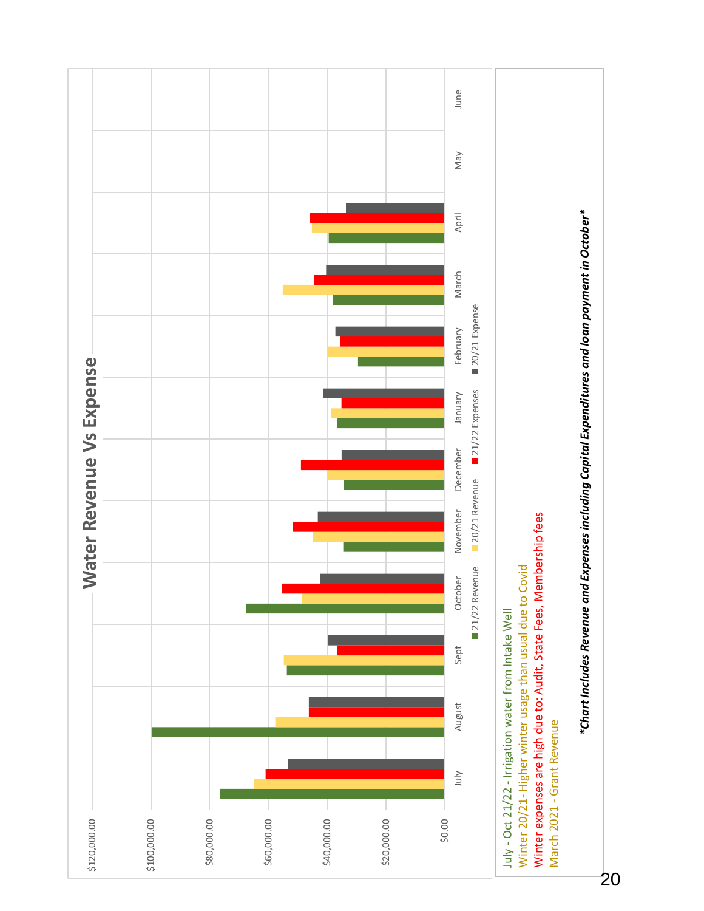## Water Revenue Vs Expense

Legend: 21/22 Revenue, 20/21 Revenue, 21/22 Expenses, 20/21 Expense

Months: July, August, Sept, October, November, December, January, February, March, April, May, June

Y-axis: $0.00, $20,000.00, $40,000.00, $60,000.00, $80,000.00, $100,000.00, $120,000.00

July - Oct 21/22 - Irrigation water from Intake Well
Winter 20/21- Higher winter usage than usual due to Covid
Winter expenses are high due to: Audit, State Fees, Membership fees
March 2021 - Grant Revenue

***Chart Includes Revenue and Expenses including Capital Expenditures and loan payment in October***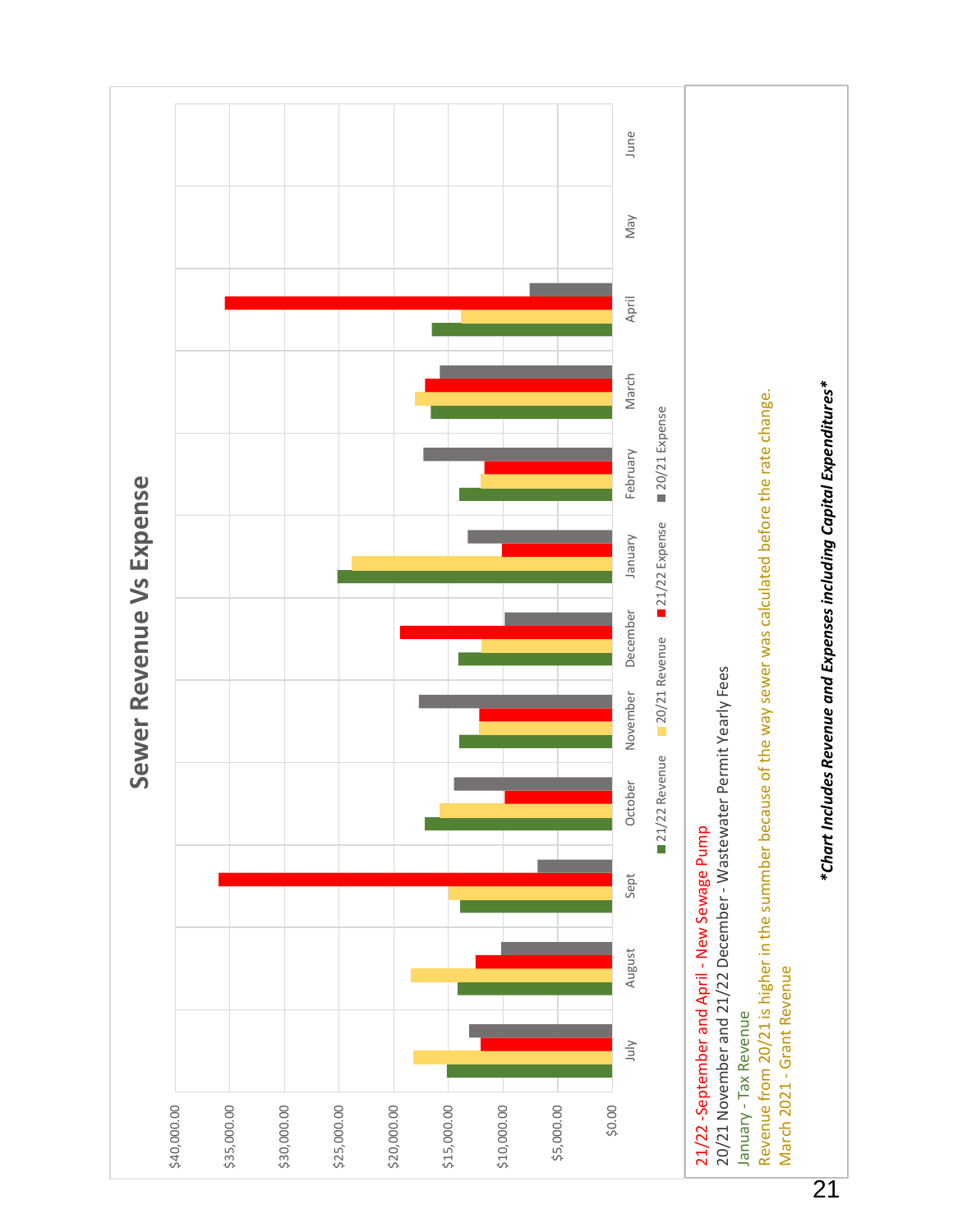## Sewer Revenue Vs Expense

Legend: 21/22 Revenue, 20/21 Revenue, 21/22 Expense, 20/21 Expense

Months: July, August, Sept, October, November, December, January, February, March, April, May, June

Y-axis: $0.00, $5,000.00, $10,000.00, $15,000.00, $20,000.00, $25,000.00, $30,000.00, $35,000.00, $40,000.00

21/22 -September and April - New Sewage Pump

20/21 November and 21/22 December - Wastewater Permit Yearly Fees

January - Tax Revenue

Revenue from 20/21 is higher in the summber because of the way sewer was calculated before the rate change.

March 2021 - Grant Revenue

***Chart Includes Revenue and Expenses including Capital Expenditures***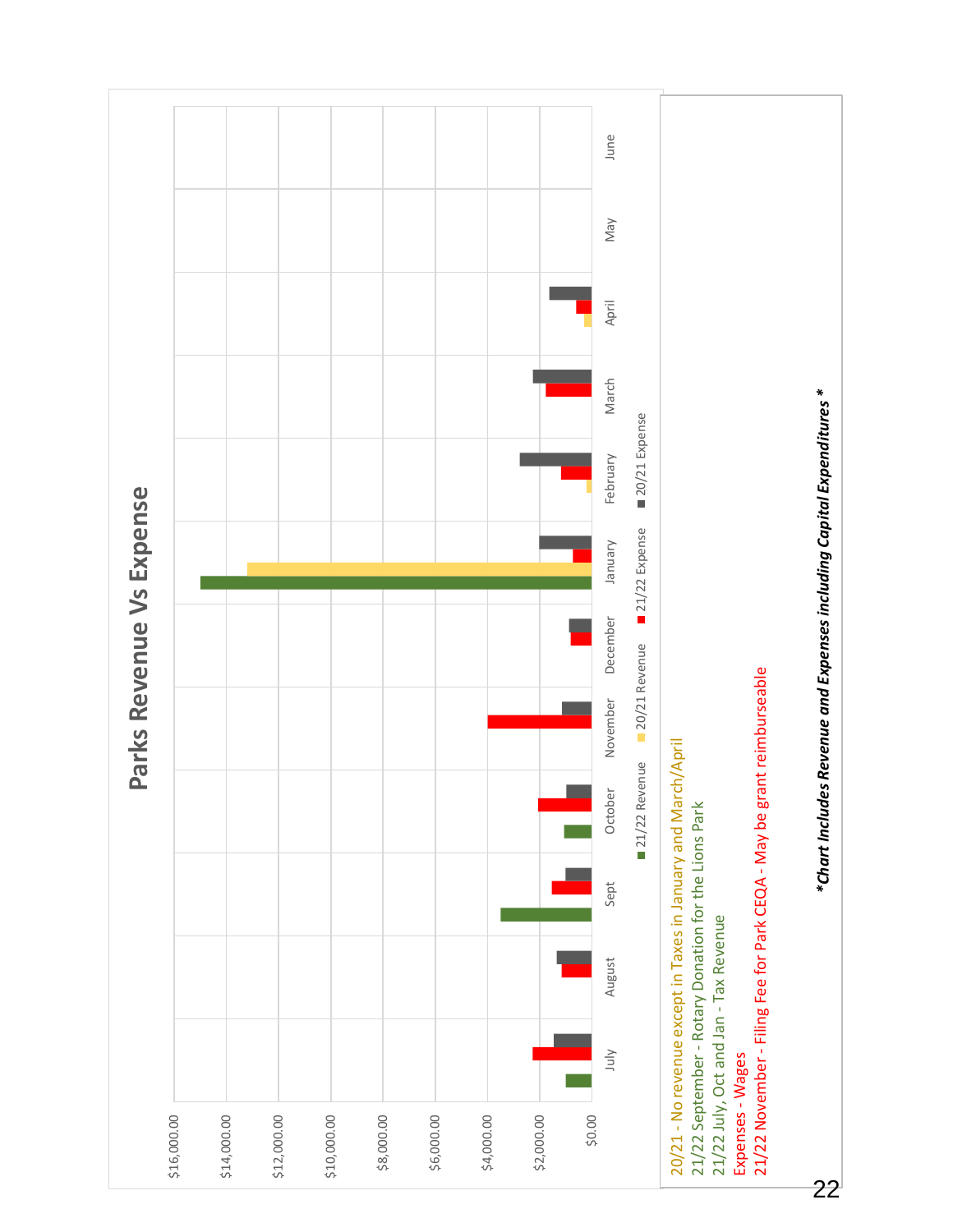# Parks Revenue Vs Expense

$16,000.00
$14,000.00
$12,000.00
$10,000.00
$8,000.00
$6,000.00
$4,000.00
$2,000.00
$0.00

July
August
Sept
October
November
December
January
February
March
April
May
June

21/22 Revenue
20/21 Revenue
21/22 Expense
20/21 Expense

20/21 - No revenue except in Taxes in January and March/April
21/22 September - Rotary Donation for the Lions Park
21/22 July, Oct and Jan - Tax Revenue
Expenses - Wages
21/22 November - Filing Fee for Park CEQA - May be grant reimburseable

***Chart Includes Revenue and Expenses including Capital Expenditures***